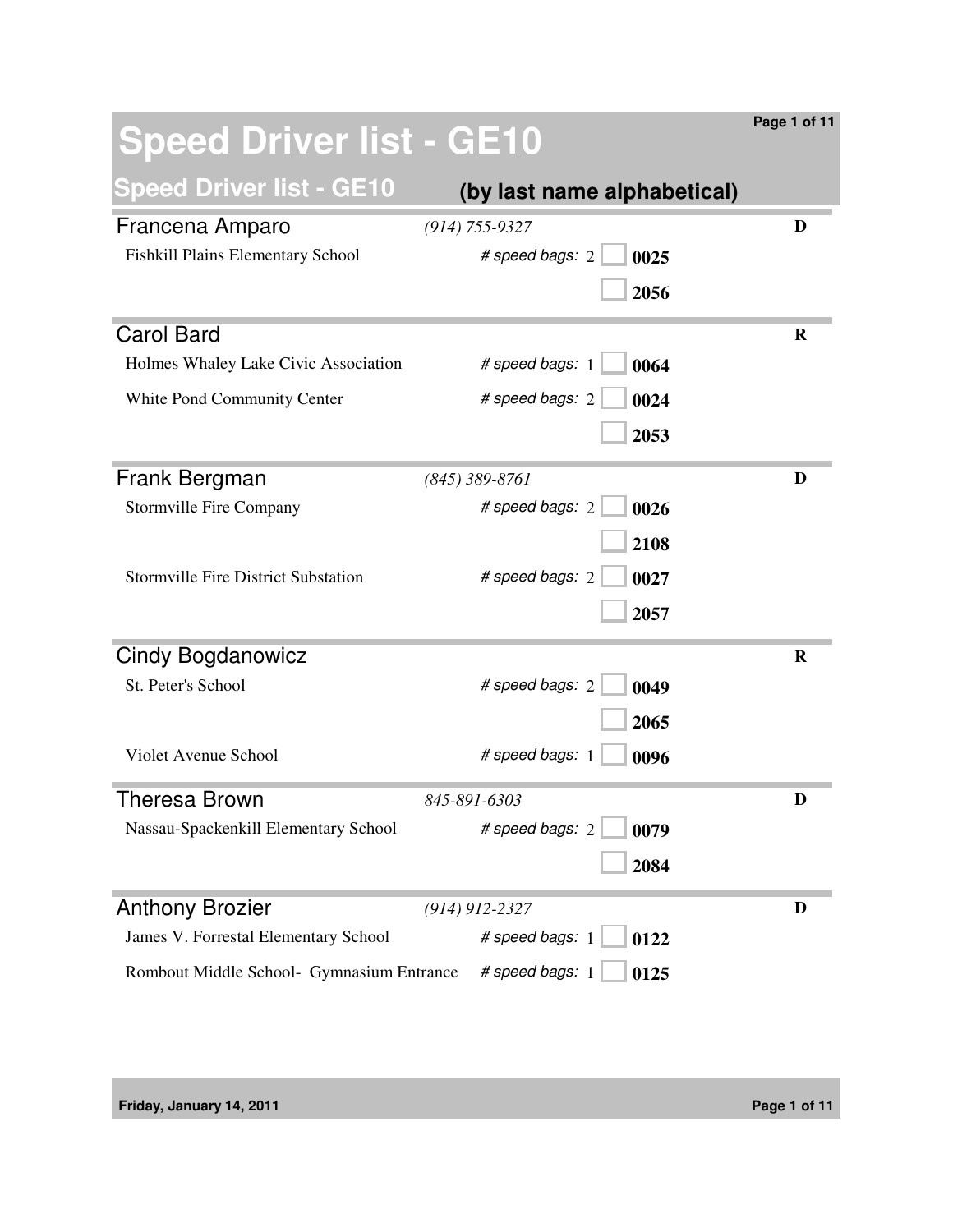# Speed Driver list - GE10

## Speed Driver list - GE10 (by last name alphabetical)

### Francena Amparo
*(914) 755-9327* — **D**

| Location | # speed bags | | Bag |
|---|---|---|---|
| Fishkill Plains Elementary School | 2 | ☐ | **0025** |
| | | ☐ | **2056** |

### Carol Bard
**R**

| Location | # speed bags | | Bag |
|---|---|---|---|
| Holmes Whaley Lake Civic Association | 1 | ☐ | **0064** |
| White Pond Community Center | 2 | ☐ | **0024** |
| | | ☐ | **2053** |

### Frank Bergman
*(845) 389-8761* — **D**

| Location | # speed bags | | Bag |
|---|---|---|---|
| Stormville Fire Company | 2 | ☐ | **0026** |
| | | ☐ | **2108** |
| Stormville Fire District Substation | 2 | ☐ | **0027** |
| | | ☐ | **2057** |

### Cindy Bogdanowicz
**R**

| Location | # speed bags | | Bag |
|---|---|---|---|
| St. Peter's School | 2 | ☐ | **0049** |
| | | ☐ | **2065** |
| Violet Avenue School | 1 | ☐ | **0096** |

### Theresa Brown
*845-891-6303* — **D**

| Location | # speed bags | | Bag |
|---|---|---|---|
| Nassau-Spackenkill Elementary School | 2 | ☐ | **0079** |
| | | ☐ | **2084** |

### Anthony Brozier
*(914) 912-2327* — **D**

| Location | # speed bags | | Bag |
|---|---|---|---|
| James V. Forrestal Elementary School | 1 | ☐ | **0122** |
| Rombout Middle School- Gymnasium Entrance | 1 | ☐ | **0125** |

Friday, January 14, 2011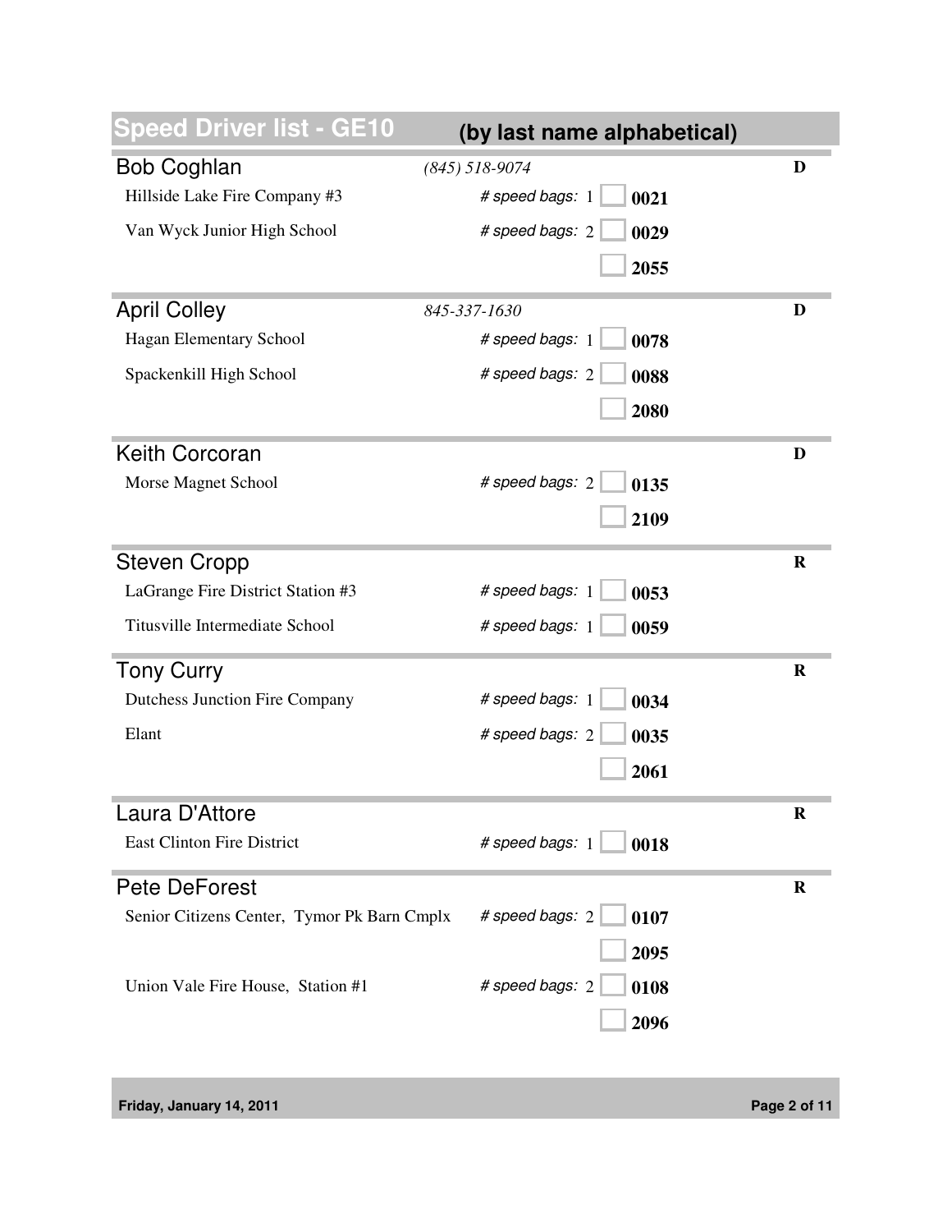# Speed Driver list - GE10 (by last name alphabetical)

## Bob Coghlan

*(845) 518-9074* — **D**

| Location | # speed bags | Bag # |
|---|---|---|
| Hillside Lake Fire Company #3 | 1 | **0021** |
| Van Wyck Junior High School | 2 | **0029** |
| | | **2055** |

## April Colley

*845-337-1630* — **D**

| Location | # speed bags | Bag # |
|---|---|---|
| Hagan Elementary School | 1 | **0078** |
| Spackenkill High School | 2 | **0088** |
| | | **2080** |

## Keith Corcoran

**D**

| Location | # speed bags | Bag # |
|---|---|---|
| Morse Magnet School | 2 | **0135** |
| | | **2109** |

## Steven Cropp

**R**

| Location | # speed bags | Bag # |
|---|---|---|
| LaGrange Fire District Station #3 | 1 | **0053** |
| Titusville Intermediate School | 1 | **0059** |

## Tony Curry

**R**

| Location | # speed bags | Bag # |
|---|---|---|
| Dutchess Junction Fire Company | 1 | **0034** |
| Elant | 2 | **0035** |
| | | **2061** |

## Laura D'Attore

**R**

| Location | # speed bags | Bag # |
|---|---|---|
| East Clinton Fire District | 1 | **0018** |

## Pete DeForest

**R**

| Location | # speed bags | Bag # |
|---|---|---|
| Senior Citizens Center, Tymor Pk Barn Cmplx | 2 | **0107** |
| | | **2095** |
| Union Vale Fire House, Station #1 | 2 | **0108** |
| | | **2096** |

Friday, January 14, 2011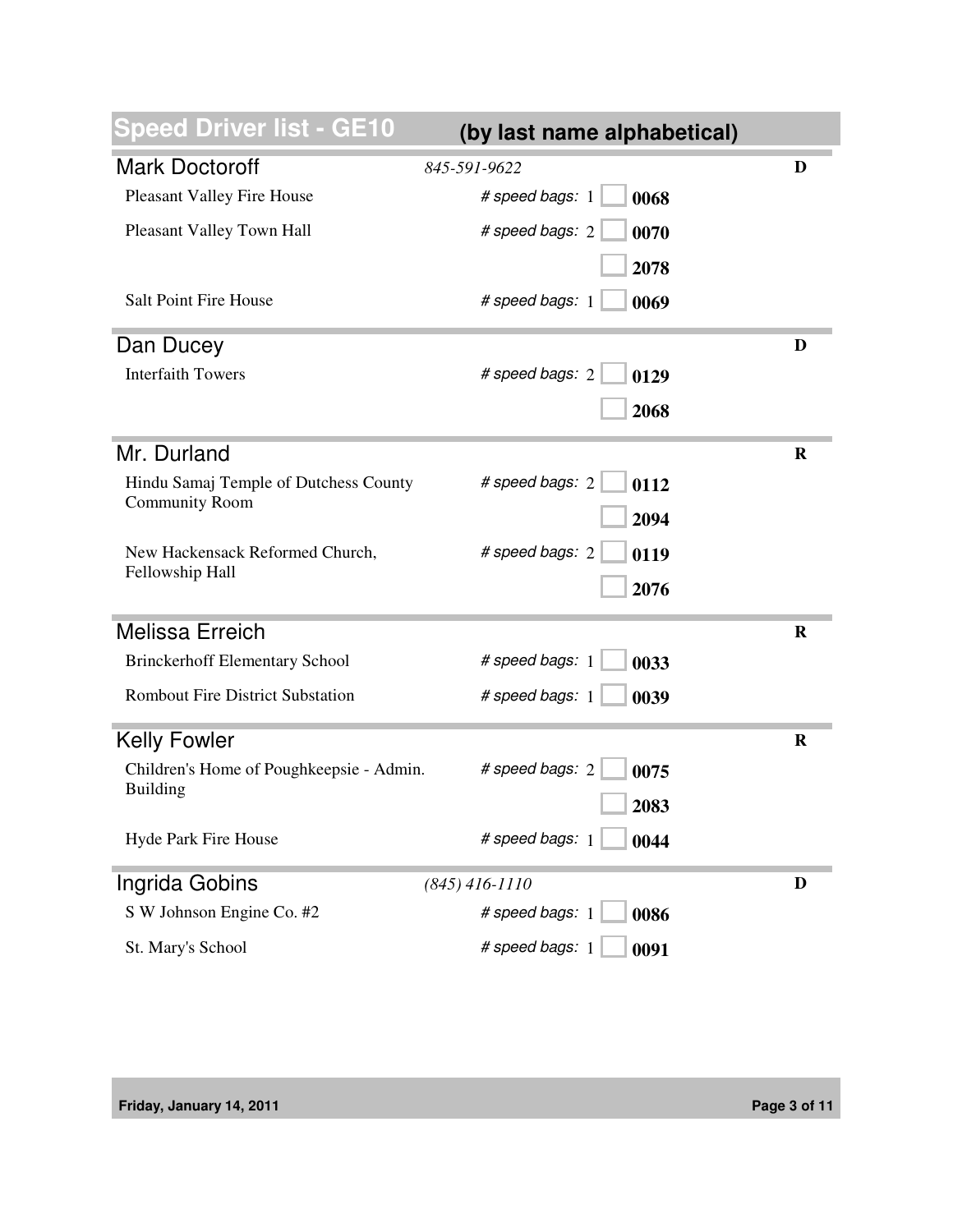# Speed Driver list - GE10 (by last name alphabetical)

## Mark Doctoroff
*845-591-9622* **D**

| Location | # speed bags | Bag |
|---|---|---|
| Pleasant Valley Fire House | 1 | **0068** |
| Pleasant Valley Town Hall | 2 | **0070** |
| | | **2078** |
| Salt Point Fire House | 1 | **0069** |

## Dan Ducey
**D**

| Location | # speed bags | Bag |
|---|---|---|
| Interfaith Towers | 2 | **0129** |
| | | **2068** |

## Mr. Durland
**R**

| Location | # speed bags | Bag |
|---|---|---|
| Hindu Samaj Temple of Dutchess County Community Room | 2 | **0112** |
| | | **2094** |
| New Hackensack Reformed Church, Fellowship Hall | 2 | **0119** |
| | | **2076** |

## Melissa Erreich
**R**

| Location | # speed bags | Bag |
|---|---|---|
| Brinckerhoff Elementary School | 1 | **0033** |
| Rombout Fire District Substation | 1 | **0039** |

## Kelly Fowler
**R**

| Location | # speed bags | Bag |
|---|---|---|
| Children's Home of Poughkeepsie - Admin. Building | 2 | **0075** |
| | | **2083** |
| Hyde Park Fire House | 1 | **0044** |

## Ingrida Gobins
*(845) 416-1110* **D**

| Location | # speed bags | Bag |
|---|---|---|
| S W Johnson Engine Co. #2 | 1 | **0086** |
| St. Mary's School | 1 | **0091** |

Friday, January 14, 2011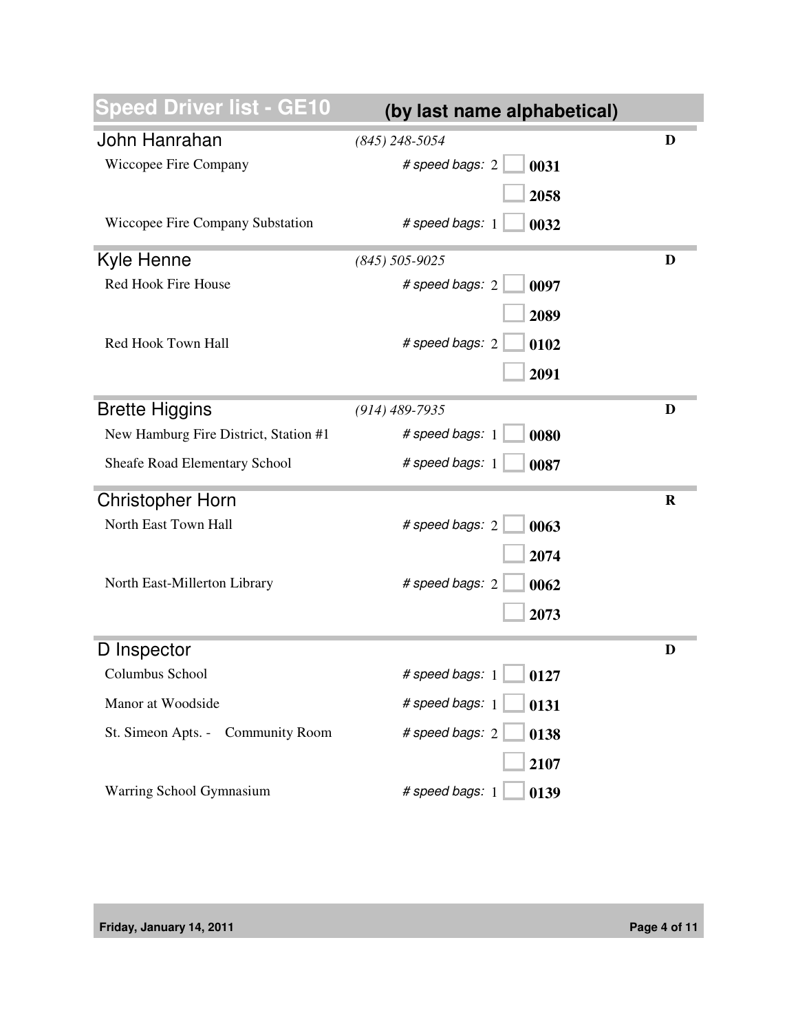# Speed Driver list - GE10 (by last name alphabetical)

## John Hanrahan

*(845) 248-5054* — **D**

| Location | # speed bags | Bag |
|---|---|---|
| Wiccopee Fire Company | 2 | **0031** |
| | | **2058** |
| Wiccopee Fire Company Substation | 1 | **0032** |

## Kyle Henne

*(845) 505-9025* — **D**

| Location | # speed bags | Bag |
|---|---|---|
| Red Hook Fire House | 2 | **0097** |
| | | **2089** |
| Red Hook Town Hall | 2 | **0102** |
| | | **2091** |

## Brette Higgins

*(914) 489-7935* — **D**

| Location | # speed bags | Bag |
|---|---|---|
| New Hamburg Fire District, Station #1 | 1 | **0080** |
| Sheafe Road Elementary School | 1 | **0087** |

## Christopher Horn

**R**

| Location | # speed bags | Bag |
|---|---|---|
| North East Town Hall | 2 | **0063** |
| | | **2074** |
| North East-Millerton Library | 2 | **0062** |
| | | **2073** |

## D Inspector

**D**

| Location | # speed bags | Bag |
|---|---|---|
| Columbus School | 1 | **0127** |
| Manor at Woodside | 1 | **0131** |
| St. Simeon Apts. - Community Room | 2 | **0138** |
| | | **2107** |
| Warring School Gymnasium | 1 | **0139** |

**Friday, January 14, 2011**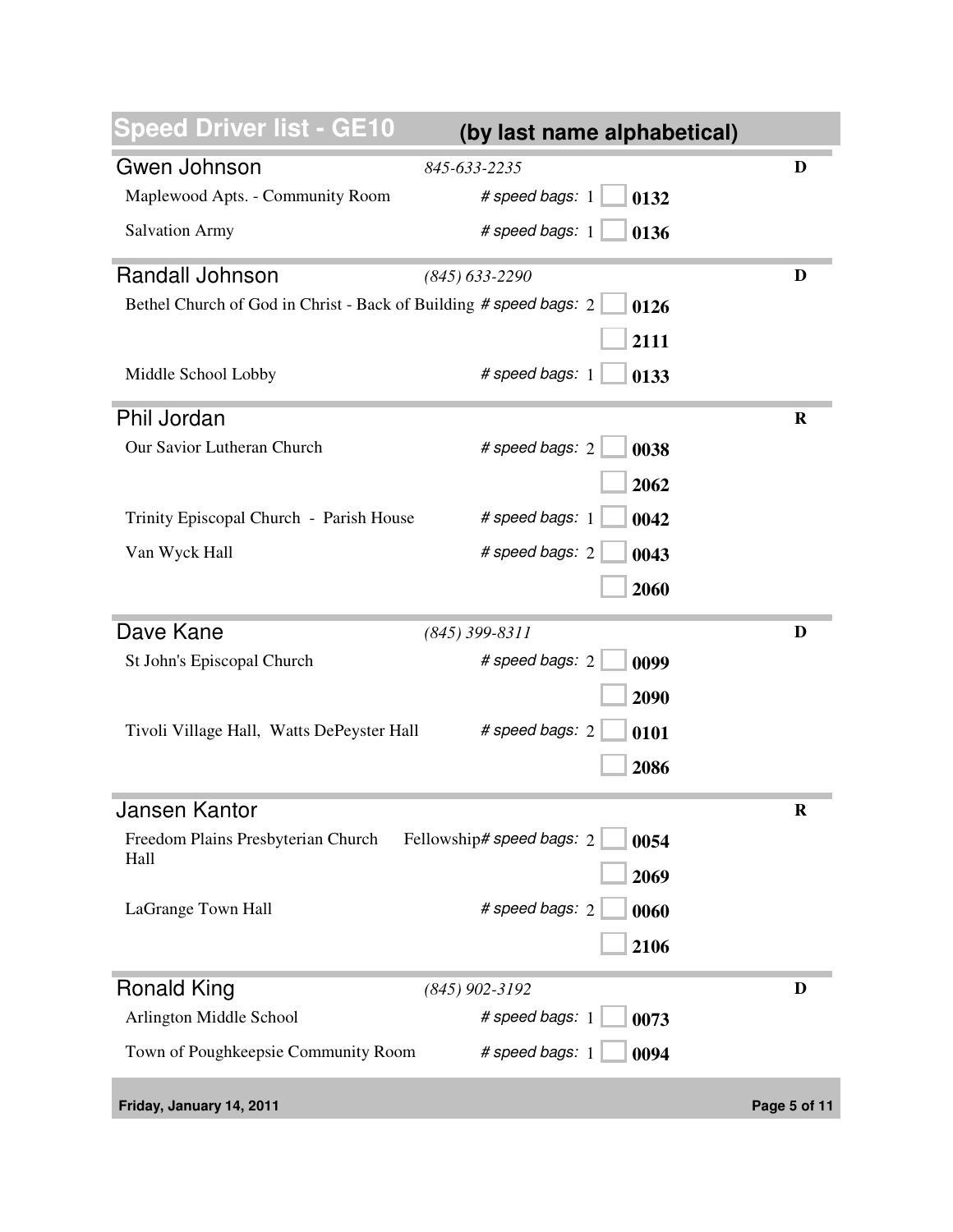# Speed Driver list - GE10 (by last name alphabetical)

## Gwen Johnson — 845-633-2235 — D

| Location | # speed bags | Bag # |
|---|---|---|
| Maplewood Apts. - Community Room | 1 | 0132 |
| Salvation Army | 1 | 0136 |

## Randall Johnson — (845) 633-2290 — D

| Location | # speed bags | Bag # |
|---|---|---|
| Bethel Church of God in Christ - Back of Building | 2 | 0126 |
| | | 2111 |
| Middle School Lobby | 1 | 0133 |

## Phil Jordan — R

| Location | # speed bags | Bag # |
|---|---|---|
| Our Savior Lutheran Church | 2 | 0038 |
| | | 2062 |
| Trinity Episcopal Church - Parish House | 1 | 0042 |
| Van Wyck Hall | 2 | 0043 |
| | | 2060 |

## Dave Kane — (845) 399-8311 — D

| Location | # speed bags | Bag # |
|---|---|---|
| St John's Episcopal Church | 2 | 0099 |
| | | 2090 |
| Tivoli Village Hall, Watts DePeyster Hall | 2 | 0101 |
| | | 2086 |

## Jansen Kantor — R

| Location | # speed bags | Bag # |
|---|---|---|
| Freedom Plains Presbyterian Church Fellowship Hall | 2 | 0054 |
| | | 2069 |
| LaGrange Town Hall | 2 | 0060 |
| | | 2106 |

## Ronald King — (845) 902-3192 — D

| Location | # speed bags | Bag # |
|---|---|---|
| Arlington Middle School | 1 | 0073 |
| Town of Poughkeepsie Community Room | 1 | 0094 |

Friday, January 14, 2011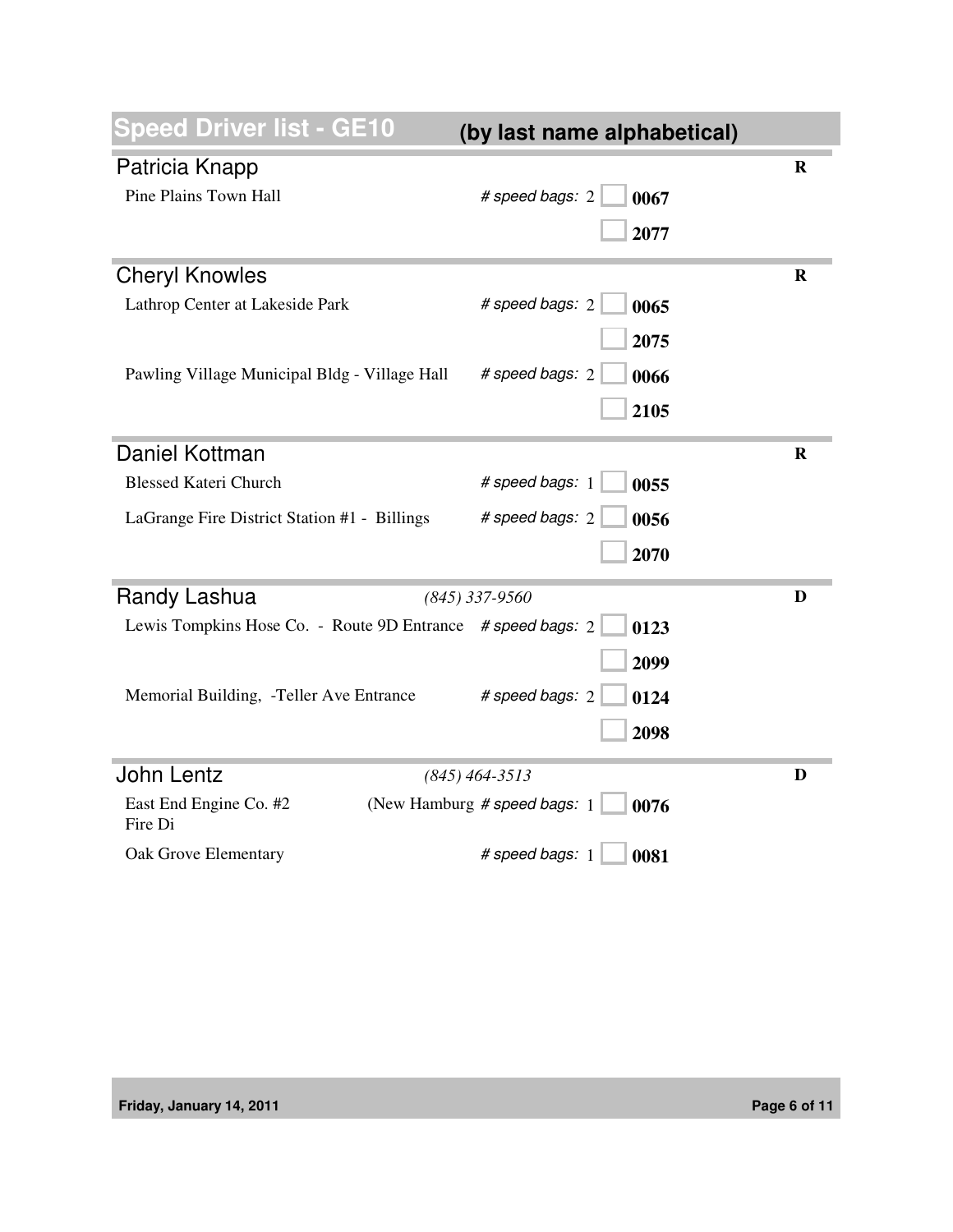## Speed Driver list - GE10 (by last name alphabetical)

### Patricia Knapp — R

| Location | # speed bags | | Bag |
|---|---|---|---|
| Pine Plains Town Hall | 2 | ☐ | **0067** |
| | | ☐ | **2077** |

### Cheryl Knowles — R

| Location | # speed bags | | Bag |
|---|---|---|---|
| Lathrop Center at Lakeside Park | 2 | ☐ | **0065** |
| | | ☐ | **2075** |
| Pawling Village Municipal Bldg - Village Hall | 2 | ☐ | **0066** |
| | | ☐ | **2105** |

### Daniel Kottman — R

| Location | # speed bags | | Bag |
|---|---|---|---|
| Blessed Kateri Church | 1 | ☐ | **0055** |
| LaGrange Fire District Station #1 - Billings | 2 | ☐ | **0056** |
| | | ☐ | **2070** |

### Randy Lashua — *(845) 337-9560* — D

| Location | # speed bags | | Bag |
|---|---|---|---|
| Lewis Tompkins Hose Co. - Route 9D Entrance | 2 | ☐ | **0123** |
| | | ☐ | **2099** |
| Memorial Building, -Teller Ave Entrance | 2 | ☐ | **0124** |
| | | ☐ | **2098** |

### John Lentz — *(845) 464-3513* — D

| Location | # speed bags | | Bag |
|---|---|---|---|
| East End Engine Co. #2 (New Hamburg Fire Di | 1 | ☐ | **0076** |
| Oak Grove Elementary | 1 | ☐ | **0081** |

Friday, January 14, 2011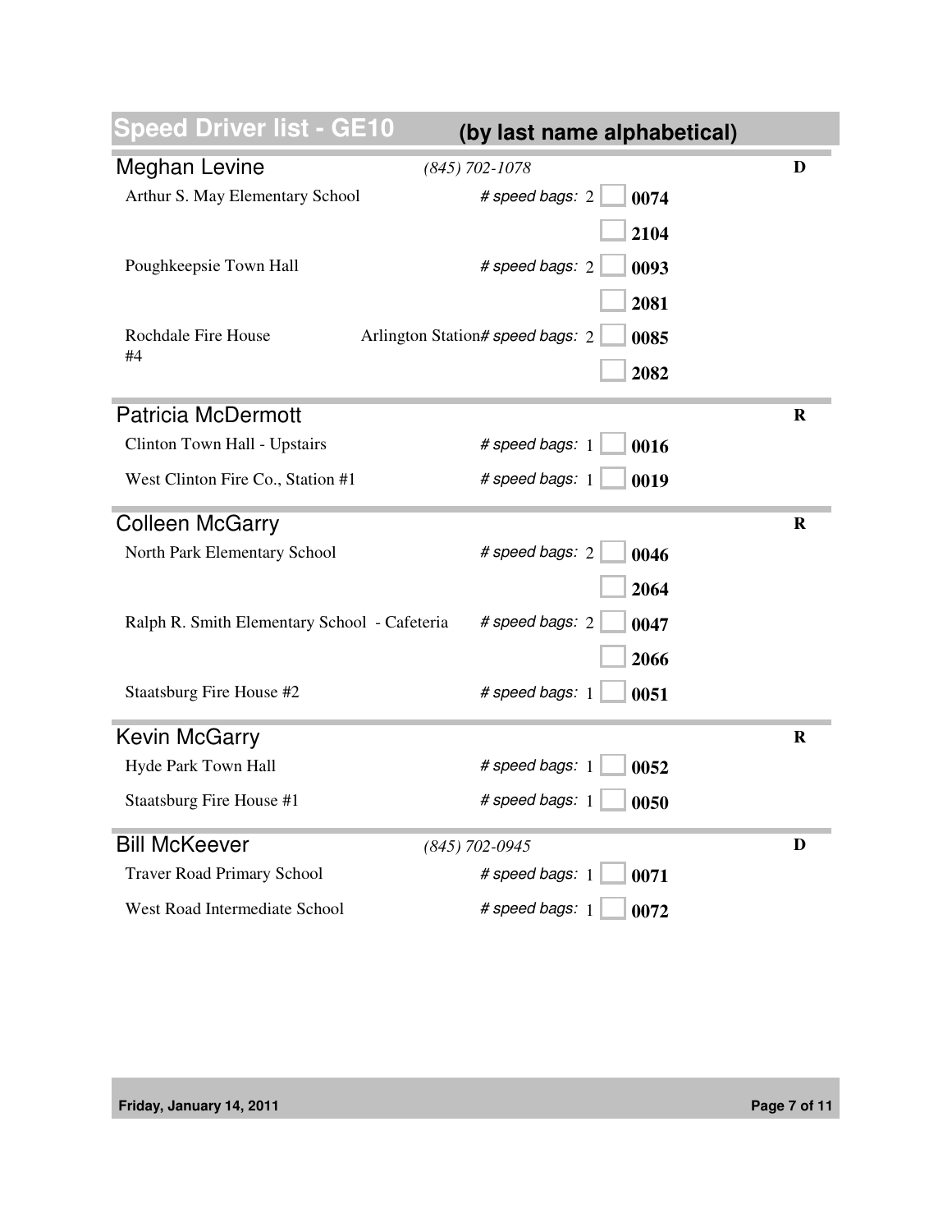# Speed Driver list - GE10 (by last name alphabetical)

## Meghan Levine

*(845) 702-1078* — **D**

| Location | | # speed bags | Bag |
|---|---|---|---|
| Arthur S. May Elementary School | | 2 | **0074** |
| | | | **2104** |
| Poughkeepsie Town Hall | | 2 | **0093** |
| | | | **2081** |
| Rochdale Fire House #4 | Arlington Station | 2 | **0085** |
| | | | **2082** |

## Patricia McDermott

**R**

| Location | # speed bags | Bag |
|---|---|---|
| Clinton Town Hall - Upstairs | 1 | **0016** |
| West Clinton Fire Co., Station #1 | 1 | **0019** |

## Colleen McGarry

**R**

| Location | # speed bags | Bag |
|---|---|---|
| North Park Elementary School | 2 | **0046** |
| | | **2064** |
| Ralph R. Smith Elementary School - Cafeteria | 2 | **0047** |
| | | **2066** |
| Staatsburg Fire House #2 | 1 | **0051** |

## Kevin McGarry

**R**

| Location | # speed bags | Bag |
|---|---|---|
| Hyde Park Town Hall | 1 | **0052** |
| Staatsburg Fire House #1 | 1 | **0050** |

## Bill McKeever

*(845) 702-0945* — **D**

| Location | # speed bags | Bag |
|---|---|---|
| Traver Road Primary School | 1 | **0071** |
| West Road Intermediate School | 1 | **0072** |

**Friday, January 14, 2011**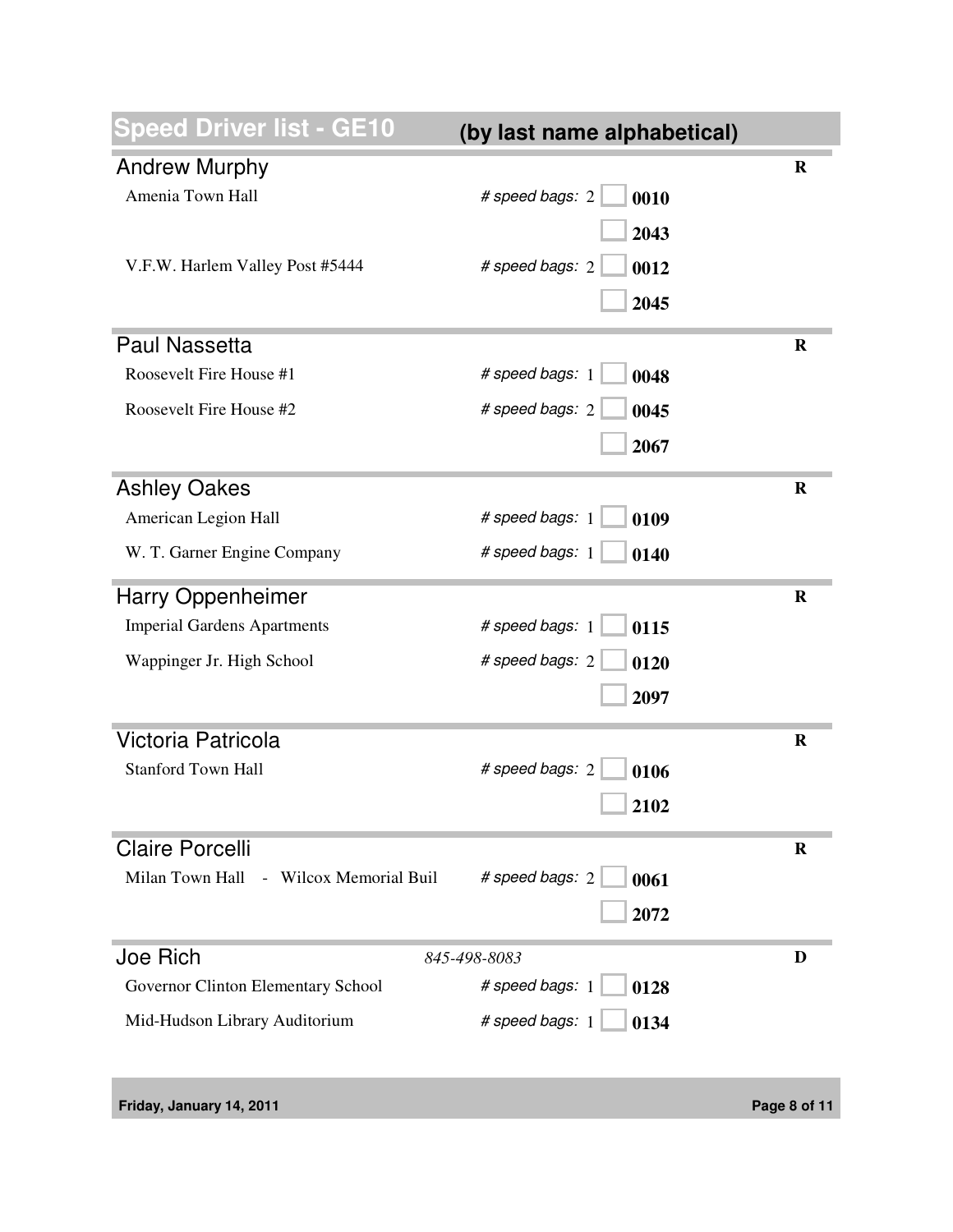# Speed Driver list - GE10 (by last name alphabetical)

## Andrew Murphy — R

| Location | # speed bags | Code |
|---|---|---|
| Amenia Town Hall | 2 | 0010 |
| | | 2043 |
| V.F.W. Harlem Valley Post #5444 | 2 | 0012 |
| | | 2045 |

## Paul Nassetta — R

| Location | # speed bags | Code |
|---|---|---|
| Roosevelt Fire House #1 | 1 | 0048 |
| Roosevelt Fire House #2 | 2 | 0045 |
| | | 2067 |

## Ashley Oakes — R

| Location | # speed bags | Code |
|---|---|---|
| American Legion Hall | 1 | 0109 |
| W. T. Garner Engine Company | 1 | 0140 |

## Harry Oppenheimer — R

| Location | # speed bags | Code |
|---|---|---|
| Imperial Gardens Apartments | 1 | 0115 |
| Wappinger Jr. High School | 2 | 0120 |
| | | 2097 |

## Victoria Patricola — R

| Location | # speed bags | Code |
|---|---|---|
| Stanford Town Hall | 2 | 0106 |
| | | 2102 |

## Claire Porcelli — R

| Location | # speed bags | Code |
|---|---|---|
| Milan Town Hall - Wilcox Memorial Buil | 2 | 0061 |
| | | 2072 |

## Joe Rich — D

*845-498-8083*

| Location | # speed bags | Code |
|---|---|---|
| Governor Clinton Elementary School | 1 | 0128 |
| Mid-Hudson Library Auditorium | 1 | 0134 |

Friday, January 14, 2011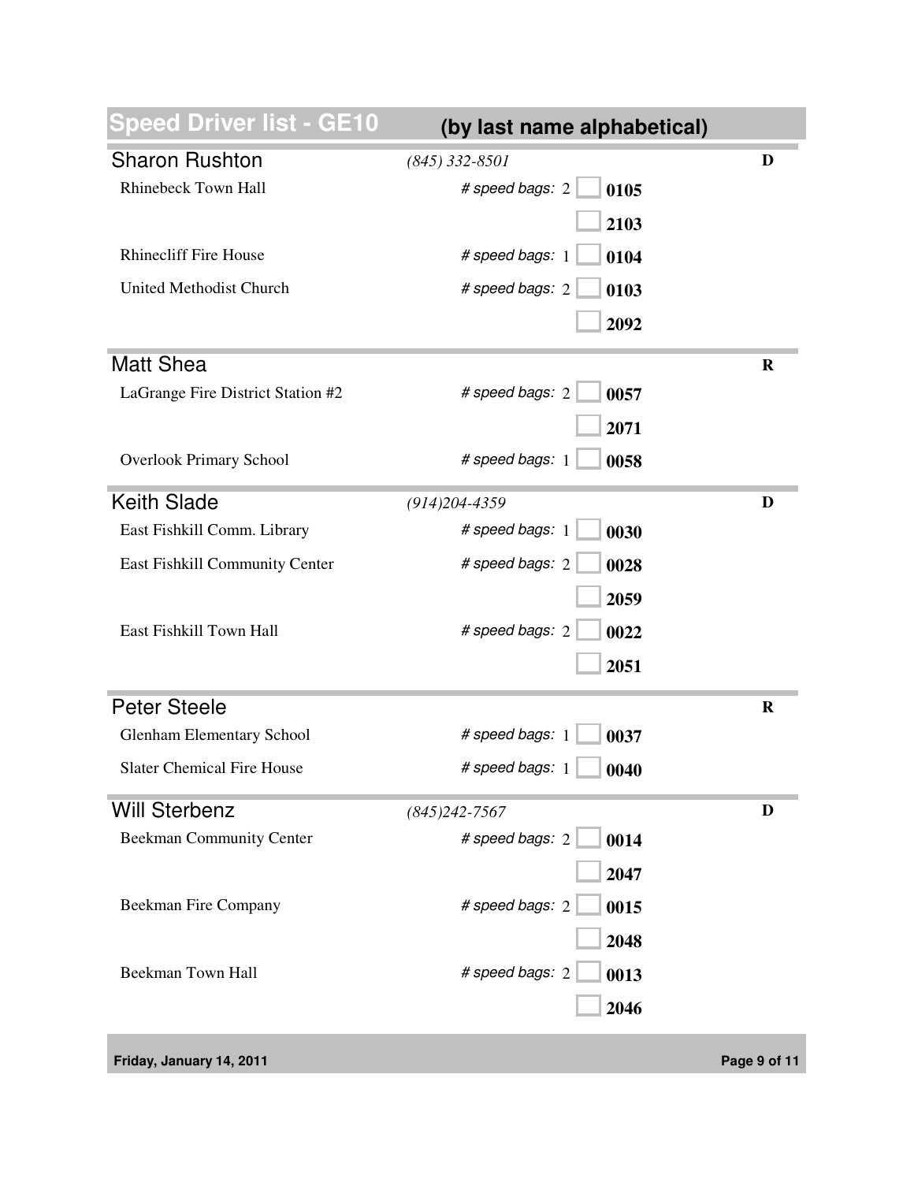# Speed Driver list - GE10 (by last name alphabetical)

## Sharon Rushton
*(845) 332-8501* — **D**

| Location | # speed bags | Bag |
|---|---|---|
| Rhinebeck Town Hall | 2 | **0105** |
| | | **2103** |
| Rhinecliff Fire House | 1 | **0104** |
| United Methodist Church | 2 | **0103** |
| | | **2092** |

## Matt Shea
**R**

| Location | # speed bags | Bag |
|---|---|---|
| LaGrange Fire District Station #2 | 2 | **0057** |
| | | **2071** |
| Overlook Primary School | 1 | **0058** |

## Keith Slade
*(914)204-4359* — **D**

| Location | # speed bags | Bag |
|---|---|---|
| East Fishkill Comm. Library | 1 | **0030** |
| East Fishkill Community Center | 2 | **0028** |
| | | **2059** |
| East Fishkill Town Hall | 2 | **0022** |
| | | **2051** |

## Peter Steele
**R**

| Location | # speed bags | Bag |
|---|---|---|
| Glenham Elementary School | 1 | **0037** |
| Slater Chemical Fire House | 1 | **0040** |

## Will Sterbenz
*(845)242-7567* — **D**

| Location | # speed bags | Bag |
|---|---|---|
| Beekman Community Center | 2 | **0014** |
| | | **2047** |
| Beekman Fire Company | 2 | **0015** |
| | | **2048** |
| Beekman Town Hall | 2 | **0013** |
| | | **2046** |

Friday, January 14, 2011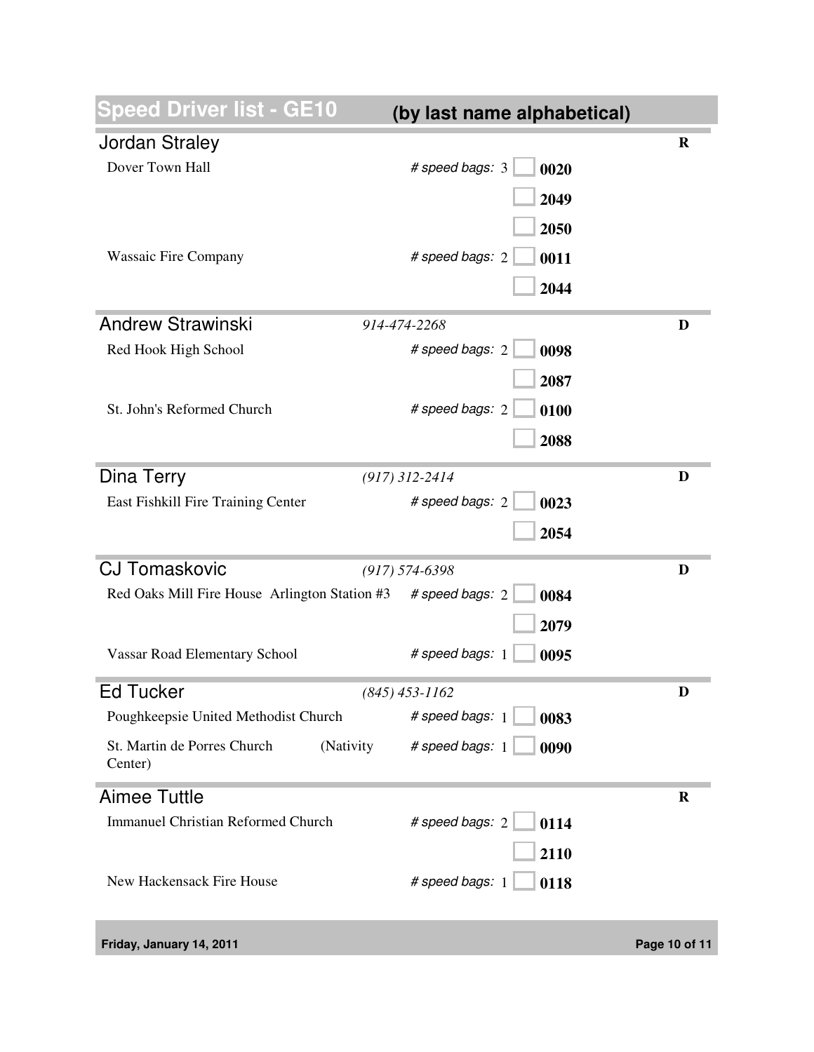# Speed Driver list - GE10 (by last name alphabetical)

## Jordan Straley

**R**

| Location | # speed bags | Bag numbers |
|---|---|---|
| Dover Town Hall | 3 | **0020**, **2049**, **2050** |
| Wassaic Fire Company | 2 | **0011**, **2044** |

## Andrew Strawinski

*914-474-2268*

**D**

| Location | # speed bags | Bag numbers |
|---|---|---|
| Red Hook High School | 2 | **0098**, **2087** |
| St. John's Reformed Church | 2 | **0100**, **2088** |

## Dina Terry

*(917) 312-2414*

**D**

| Location | # speed bags | Bag numbers |
|---|---|---|
| East Fishkill Fire Training Center | 2 | **0023**, **2054** |

## CJ Tomaskovic

*(917) 574-6398*

**D**

| Location | # speed bags | Bag numbers |
|---|---|---|
| Red Oaks Mill Fire House Arlington Station #3 | 2 | **0084**, **2079** |
| Vassar Road Elementary School | 1 | **0095** |

## Ed Tucker

*(845) 453-1162*

**D**

| Location | # speed bags | Bag numbers |
|---|---|---|
| Poughkeepsie United Methodist Church | 1 | **0083** |
| St. Martin de Porres Church (Nativity Center) | 1 | **0090** |

## Aimee Tuttle

**R**

| Location | # speed bags | Bag numbers |
|---|---|---|
| Immanuel Christian Reformed Church | 2 | **0114**, **2110** |
| New Hackensack Fire House | 1 | **0118** |

Friday, January 14, 2011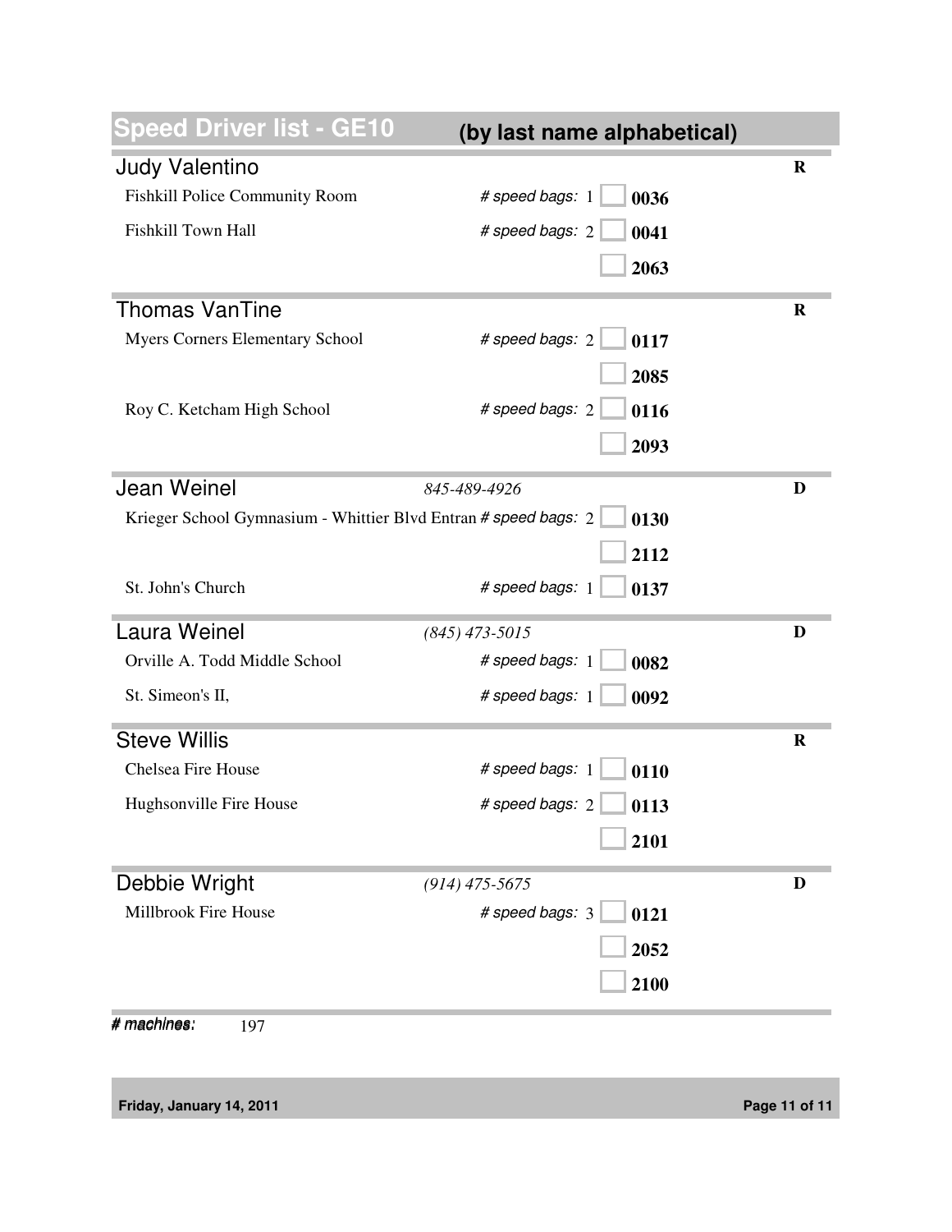# Speed Driver list - GE10 (by last name alphabetical)

## Judy Valentino — R

| | | | |
|---|---|---|---|
| Fishkill Police Community Room | # speed bags: 1 | ☐ | 0036 |
| Fishkill Town Hall | # speed bags: 2 | ☐ | 0041 |
| | | ☐ | 2063 |

## Thomas VanTine — R

| | | | |
|---|---|---|---|
| Myers Corners Elementary School | # speed bags: 2 | ☐ | 0117 |
| | | ☐ | 2085 |
| Roy C. Ketcham High School | # speed bags: 2 | ☐ | 0116 |
| | | ☐ | 2093 |

## Jean Weinel — *845-489-4926* — D

| | | | |
|---|---|---|---|
| Krieger School Gymnasium - Whittier Blvd Entran | # speed bags: 2 | ☐ | 0130 |
| | | ☐ | 2112 |
| St. John's Church | # speed bags: 1 | ☐ | 0137 |

## Laura Weinel — *(845) 473-5015* — D

| | | | |
|---|---|---|---|
| Orville A. Todd Middle School | # speed bags: 1 | ☐ | 0082 |
| St. Simeon's II, | # speed bags: 1 | ☐ | 0092 |

## Steve Willis — R

| | | | |
|---|---|---|---|
| Chelsea Fire House | # speed bags: 1 | ☐ | 0110 |
| Hughsonville Fire House | # speed bags: 2 | ☐ | 0113 |
| | | ☐ | 2101 |

## Debbie Wright — *(914) 475-5675* — D

| | | | |
|---|---|---|---|
| Millbrook Fire House | # speed bags: 3 | ☐ | 0121 |
| | | ☐ | 2052 |
| | | ☐ | 2100 |

*# machines:* 197

**Friday, January 14, 2011**